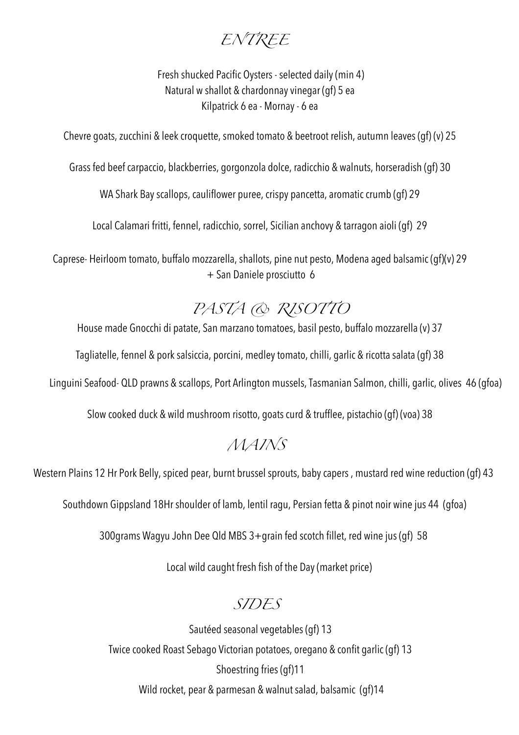# ENTREE

Fresh shucked Pacific Oysters - selected daily (min 4)
Natural w shallot & chardonnay vinegar (gf) 5 ea
Kilpatrick 6 ea - Mornay - 6 ea

Chevre goats, zucchini & leek croquette, smoked tomato & beetroot relish, autumn leaves (gf) (v) 25

Grass fed beef carpaccio, blackberries, gorgonzola dolce, radicchio & walnuts, horseradish (gf) 30

WA Shark Bay scallops, cauliflower puree, crispy pancetta, aromatic crumb (gf) 29

Local Calamari fritti, fennel, radicchio, sorrel, Sicilian anchovy & tarragon aioli (gf) 29

Caprese- Heirloom tomato, buffalo mozzarella, shallots, pine nut pesto, Modena aged balsamic (gf)(v) 29
+ San Daniele prosciutto 6

# PASTA & RISOTTO

House made Gnocchi di patate, San marzano tomatoes, basil pesto, buffalo mozzarella (v) 37

Tagliatelle, fennel & pork salsiccia, porcini, medley tomato, chilli, garlic & ricotta salata (gf) 38

Linguini Seafood- QLD prawns & scallops, Port Arlington mussels, Tasmanian Salmon, chilli, garlic, olives 46 (gfoa)

Slow cooked duck & wild mushroom risotto, goats curd & trufflee, pistachio (gf) (voa) 38

# MAINS

Western Plains 12 Hr Pork Belly, spiced pear, burnt brussel sprouts, baby capers , mustard red wine reduction (gf) 43

Southdown Gippsland 18Hr shoulder of lamb, lentil ragu, Persian fetta & pinot noir wine jus 44 (gfoa)

300grams Wagyu John Dee Qld MBS 3+grain fed scotch fillet, red wine jus (gf) 58

Local wild caught fresh fish of the Day (market price)

# SIDES

Sautéed seasonal vegetables (gf) 13
Twice cooked Roast Sebago Victorian potatoes, oregano & confit garlic (gf) 13
Shoestring fries (gf)11
Wild rocket, pear & parmesan & walnut salad, balsamic (gf)14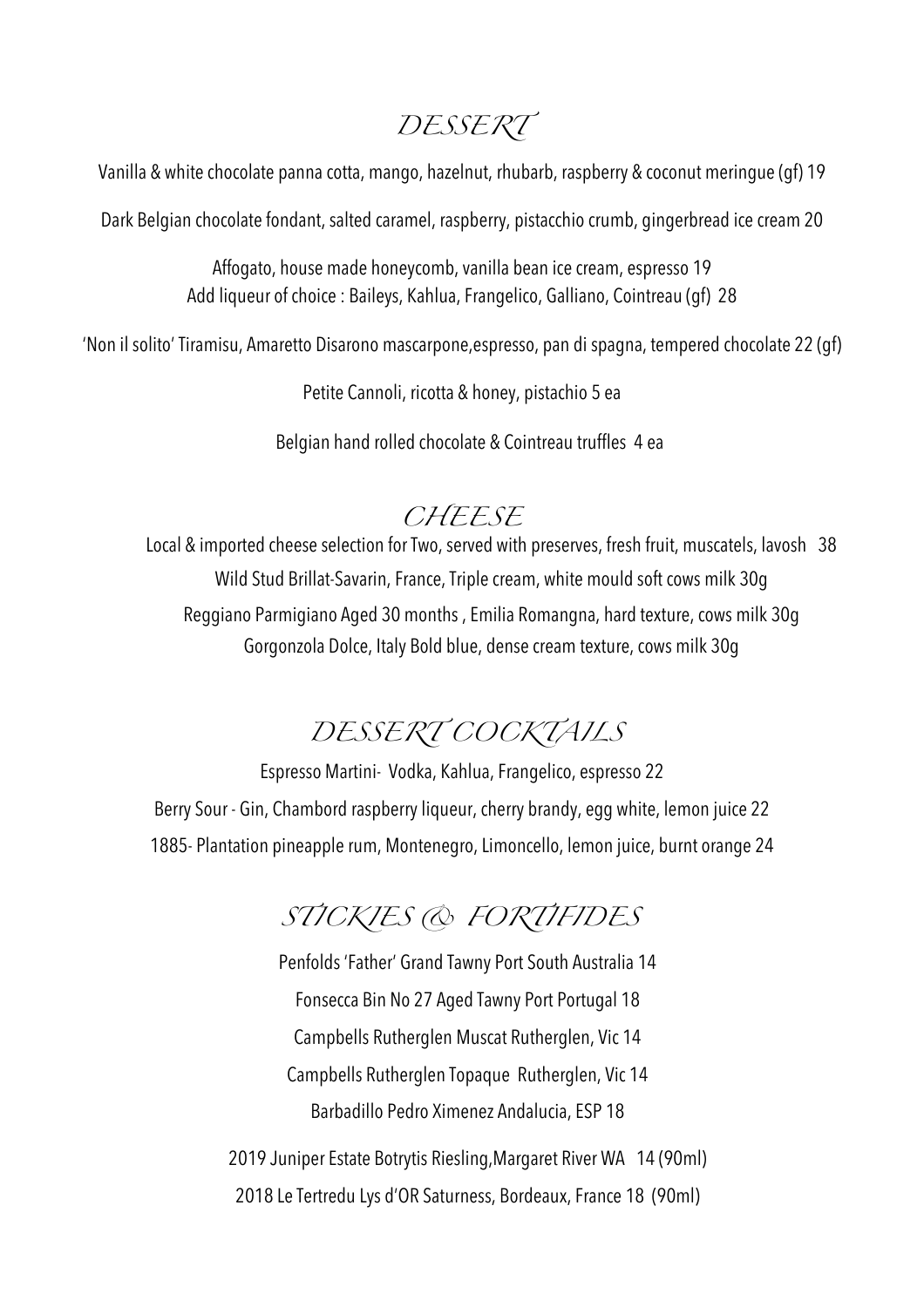# DESSERT

Vanilla & white chocolate panna cotta, mango, hazelnut, rhubarb, raspberry & coconut meringue (gf) 19

Dark Belgian chocolate fondant, salted caramel, raspberry, pistacchio crumb, gingerbread ice cream 20

Affogato, house made honeycomb, vanilla bean ice cream, espresso 19
Add liqueur of choice : Baileys, Kahlua, Frangelico, Galliano, Cointreau (gf) 28

'Non il solito' Tiramisu, Amaretto Disarono mascarpone,espresso, pan di spagna, tempered chocolate 22 (gf)

Petite Cannoli, ricotta & honey, pistachio 5 ea

Belgian hand rolled chocolate & Cointreau truffles 4 ea

# CHEESE

Local & imported cheese selection for Two, served with preserves, fresh fruit, muscatels, lavosh 38

Wild Stud Brillat-Savarin, France, Triple cream, white mould soft cows milk 30g

Reggiano Parmigiano Aged 30 months , Emilia Romangna, hard texture, cows milk 30g

Gorgonzola Dolce, Italy Bold blue, dense cream texture, cows milk 30g

# DESSERT COCKTAILS

Espresso Martini- Vodka, Kahlua, Frangelico, espresso 22

Berry Sour - Gin, Chambord raspberry liqueur, cherry brandy, egg white, lemon juice 22

1885- Plantation pineapple rum, Montenegro, Limoncello, lemon juice, burnt orange 24

# STICKIES & FORTIFIDES

Penfolds 'Father' Grand Tawny Port South Australia 14

Fonsecca Bin No 27 Aged Tawny Port Portugal 18

Campbells Rutherglen Muscat Rutherglen, Vic 14

Campbells Rutherglen Topaque Rutherglen, Vic 14

Barbadillo Pedro Ximenez Andalucia, ESP 18

2019 Juniper Estate Botrytis Riesling,Margaret River WA 14 (90ml)

2018 Le Tertredu Lys d'OR Saturness, Bordeaux, France 18 (90ml)